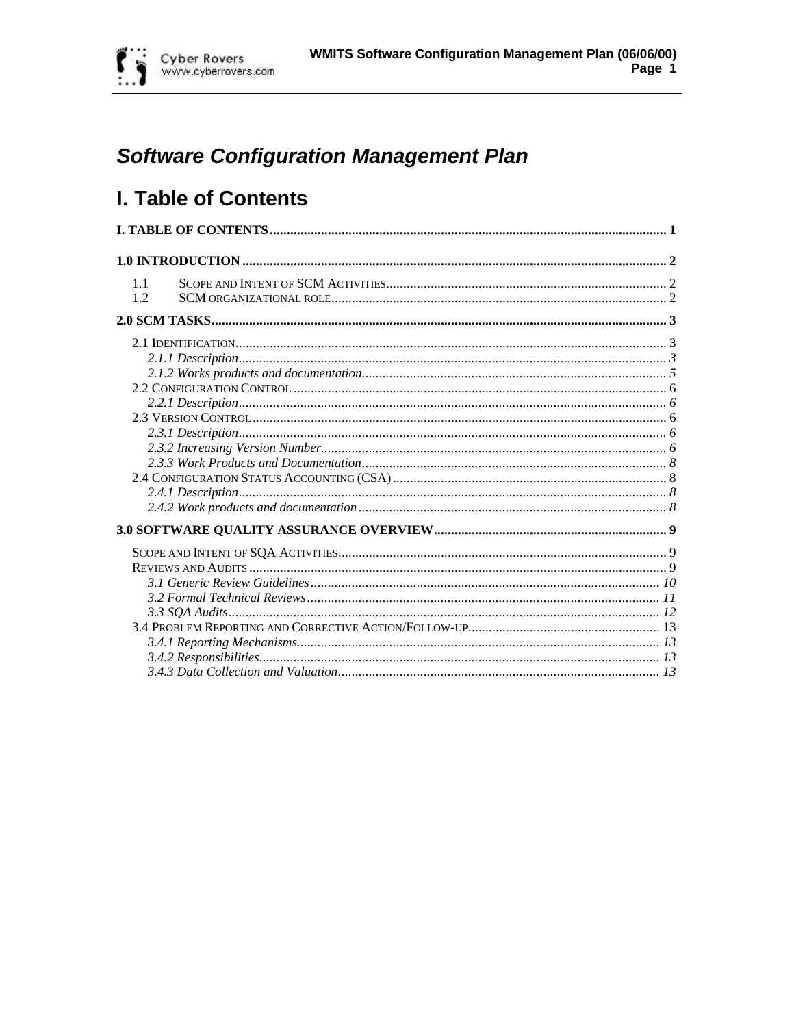# Software Configuration Management Plan

# I. Table of Contents

**I. TABLE OF CONTENTS** .......... 1

**1.0 INTRODUCTION** .......... 2

- 1.1 SCOPE AND INTENT OF SCM ACTIVITIES .......... 2
- 1.2 SCM ORGANIZATIONAL ROLE .......... 2

**2.0 SCM TASKS** .......... 3

- 2.1 IDENTIFICATION .......... 3
  - *2.1.1 Description* .......... 3
  - *2.1.2 Works products and documentation* .......... 5
- 2.2 CONFIGURATION CONTROL .......... 6
  - *2.2.1 Description* .......... 6
- 2.3 VERSION CONTROL .......... 6
  - *2.3.1 Description* .......... 6
  - *2.3.2 Increasing Version Number* .......... 6
  - *2.3.3 Work Products and Documentation* .......... 8
- 2.4 CONFIGURATION STATUS ACCOUNTING (CSA) .......... 8
  - *2.4.1 Description* .......... 8
  - *2.4.2 Work products and documentation* .......... 8

**3.0 SOFTWARE QUALITY ASSURANCE OVERVIEW** .......... 9

- SCOPE AND INTENT OF SQA ACTIVITIES .......... 9
- REVIEWS AND AUDITS .......... 9
  - *3.1 Generic Review Guidelines* .......... 10
  - *3.2 Formal Technical Reviews* .......... 11
  - *3.3 SQA Audits* .......... 12
- 3.4 PROBLEM REPORTING AND CORRECTIVE ACTION/FOLLOW-UP .......... 13
  - *3.4.1 Reporting Mechanisms* .......... 13
  - *3.4.2 Responsibilities* .......... 13
  - *3.4.3 Data Collection and Valuation* .......... 13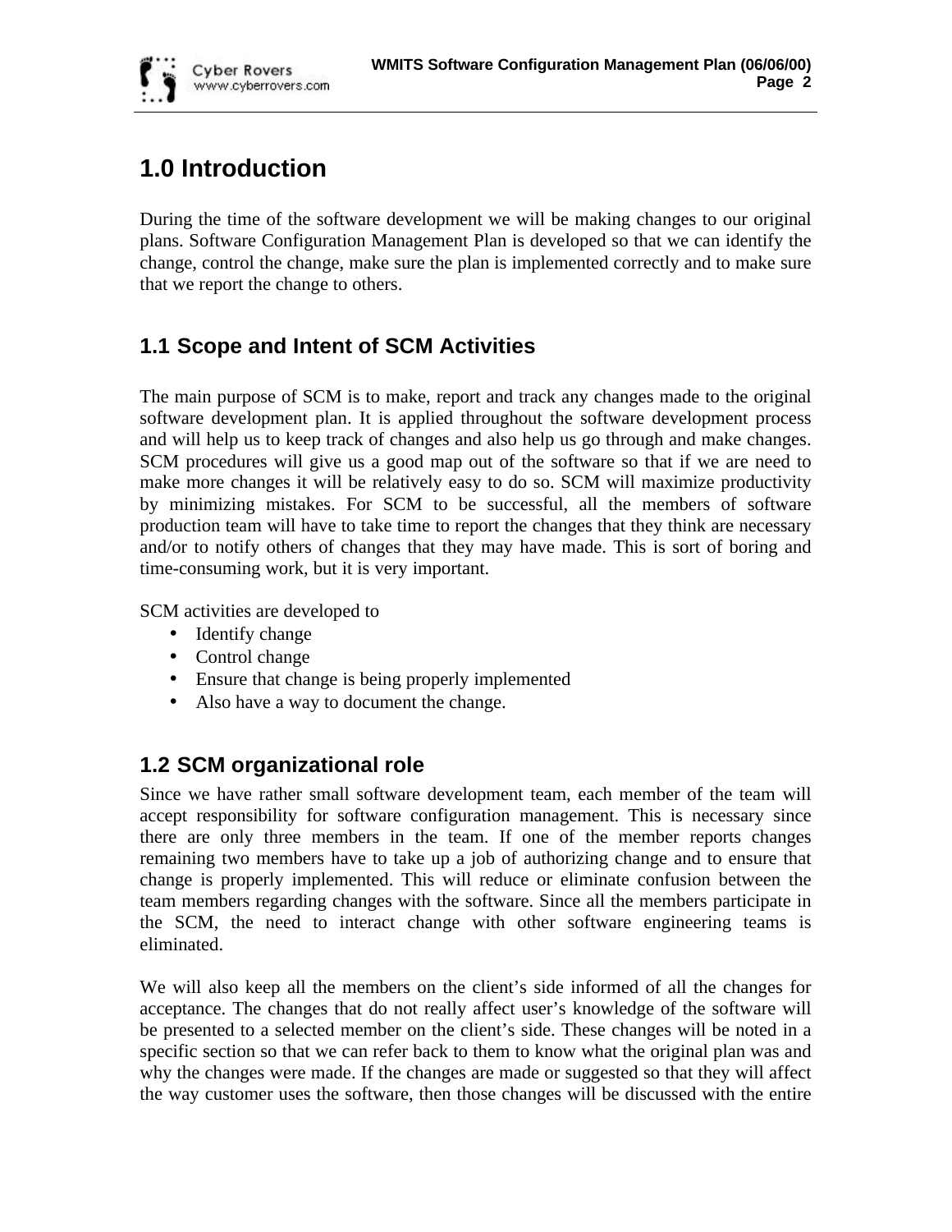# 1.0 Introduction

During the time of the software development we will be making changes to our original plans. Software Configuration Management Plan is developed so that we can identify the change, control the change, make sure the plan is implemented correctly and to make sure that we report the change to others.

## 1.1 Scope and Intent of SCM Activities

The main purpose of SCM is to make, report and track any changes made to the original software development plan. It is applied throughout the software development process and will help us to keep track of changes and also help us go through and make changes. SCM procedures will give us a good map out of the software so that if we are need to make more changes it will be relatively easy to do so. SCM will maximize productivity by minimizing mistakes. For SCM to be successful, all the members of software production team will have to take time to report the changes that they think are necessary and/or to notify others of changes that they may have made. This is sort of boring and time-consuming work, but it is very important.

SCM activities are developed to

- Identify change
- Control change
- Ensure that change is being properly implemented
- Also have a way to document the change.

## 1.2 SCM organizational role

Since we have rather small software development team, each member of the team will accept responsibility for software configuration management. This is necessary since there are only three members in the team. If one of the member reports changes remaining two members have to take up a job of authorizing change and to ensure that change is properly implemented. This will reduce or eliminate confusion between the team members regarding changes with the software. Since all the members participate in the SCM, the need to interact change with other software engineering teams is eliminated.

We will also keep all the members on the client's side informed of all the changes for acceptance. The changes that do not really affect user's knowledge of the software will be presented to a selected member on the client's side. These changes will be noted in a specific section so that we can refer back to them to know what the original plan was and why the changes were made. If the changes are made or suggested so that they will affect the way customer uses the software, then those changes will be discussed with the entire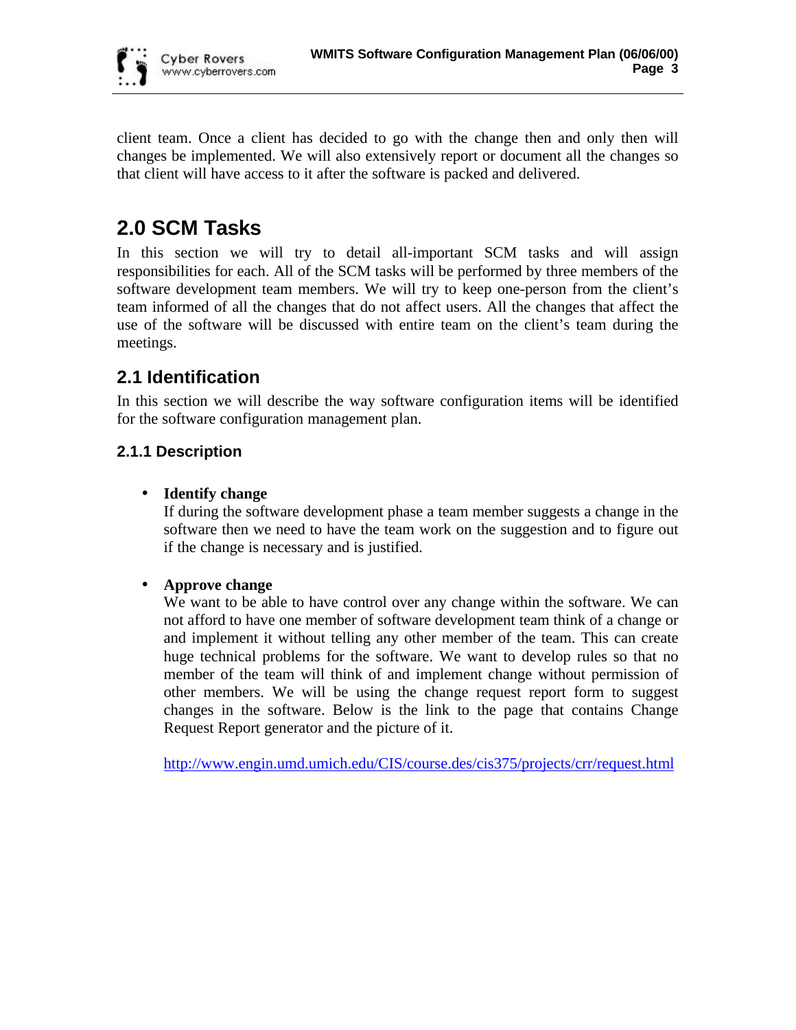client team. Once a client has decided to go with the change then and only then will changes be implemented. We will also extensively report or document all the changes so that client will have access to it after the software is packed and delivered.

# 2.0 SCM Tasks

In this section we will try to detail all-important SCM tasks and will assign responsibilities for each. All of the SCM tasks will be performed by three members of the software development team members. We will try to keep one-person from the client's team informed of all the changes that do not affect users. All the changes that affect the use of the software will be discussed with entire team on the client's team during the meetings.

## 2.1 Identification

In this section we will describe the way software configuration items will be identified for the software configuration management plan.

### 2.1.1 Description

- **Identify change**
  If during the software development phase a team member suggests a change in the software then we need to have the team work on the suggestion and to figure out if the change is necessary and is justified.

- **Approve change**
  We want to be able to have control over any change within the software. We can not afford to have one member of software development team think of a change or and implement it without telling any other member of the team. This can create huge technical problems for the software. We want to develop rules so that no member of the team will think of and implement change without permission of other members. We will be using the change request report form to suggest changes in the software. Below is the link to the page that contains Change Request Report generator and the picture of it.

  http://www.engin.umd.umich.edu/CIS/course.des/cis375/projects/crr/request.html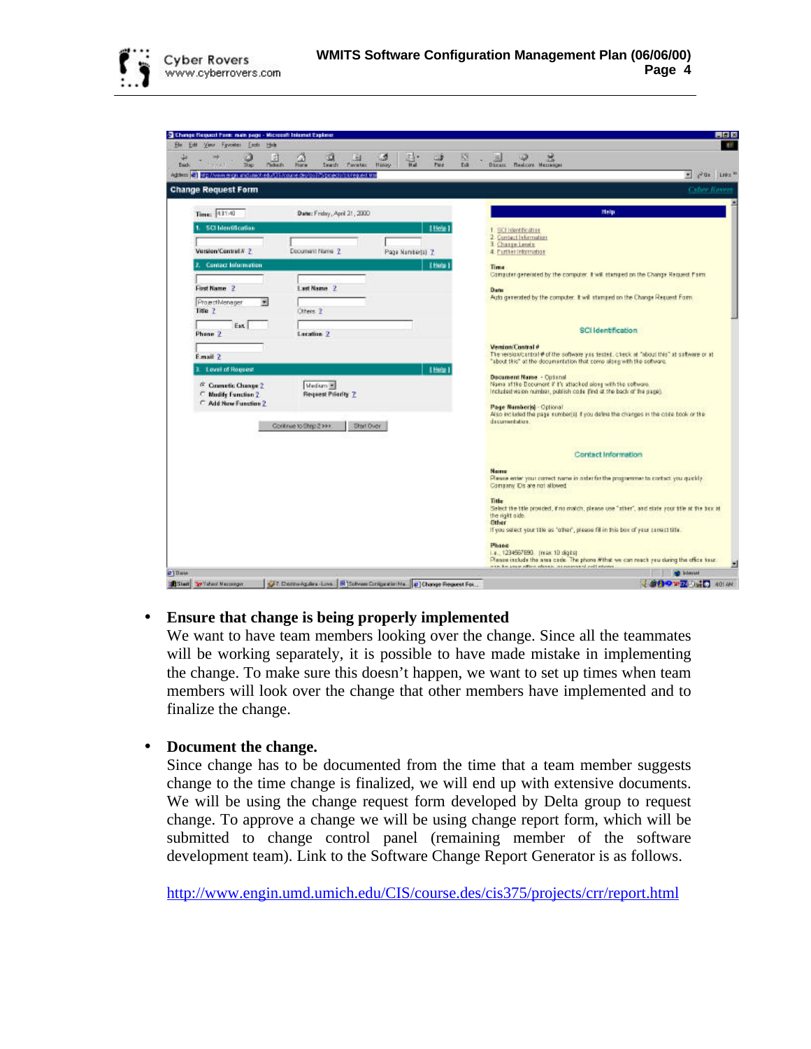- **Ensure that change is being properly implemented**
  We want to have team members looking over the change. Since all the teammates will be working separately, it is possible to have made mistake in implementing the change. To make sure this doesn't happen, we want to set up times when team members will look over the change that other members have implemented and to finalize the change.

- **Document the change.**
  Since change has to be documented from the time that a team member suggests change to the time change is finalized, we will end up with extensive documents. We will be using the change request form developed by Delta group to request change. To approve a change we will be using change report form, which will be submitted to change control panel (remaining member of the software development team). Link to the Software Change Report Generator is as follows.

  http://www.engin.umd.umich.edu/CIS/course.des/cis375/projects/crr/report.html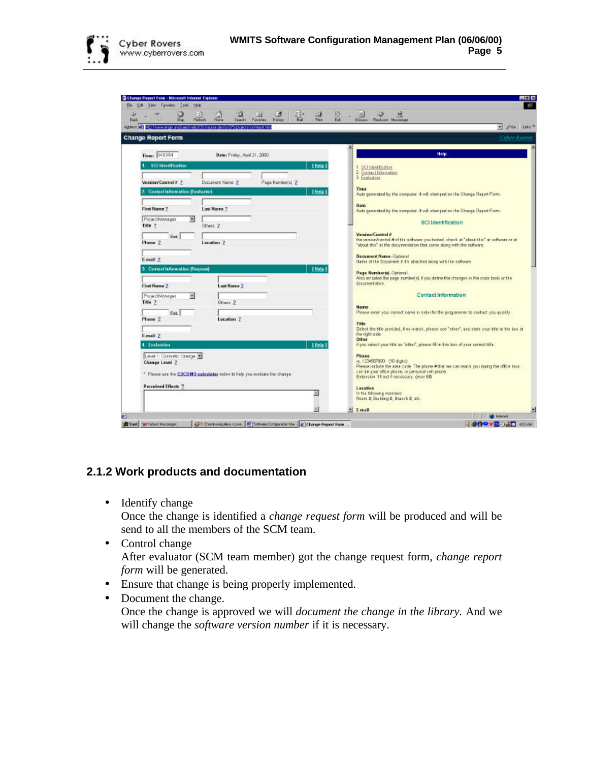## 2.1.2 Work products and documentation

- Identify change
  Once the change is identified a *change request form* will be produced and will be send to all the members of the SCM team.
- Control change
  After evaluator (SCM team member) got the change request form, *change report form* will be generated.
- Ensure that change is being properly implemented.
- Document the change.
  Once the change is approved we will *document the change in the library*. And we will change the *software version number* if it is necessary.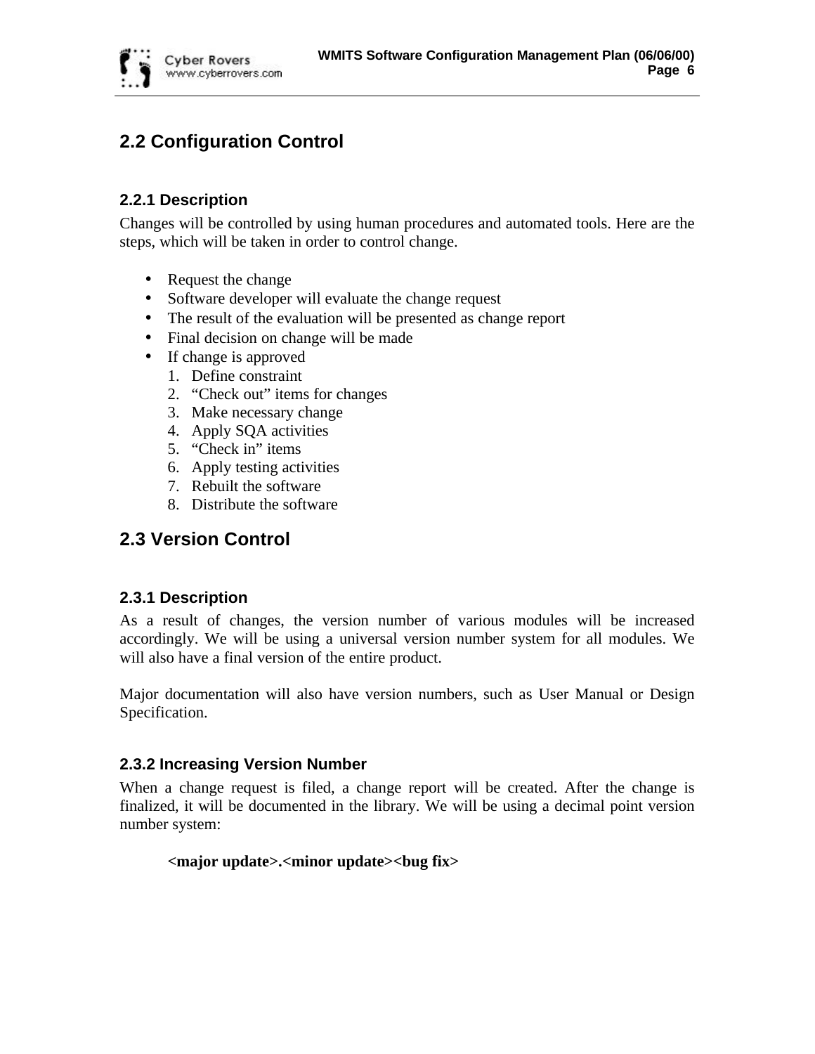## 2.2 Configuration Control

### 2.2.1 Description

Changes will be controlled by using human procedures and automated tools. Here are the steps, which will be taken in order to control change.

- Request the change
- Software developer will evaluate the change request
- The result of the evaluation will be presented as change report
- Final decision on change will be made
- If change is approved
  1. Define constraint
  2. "Check out" items for changes
  3. Make necessary change
  4. Apply SQA activities
  5. "Check in" items
  6. Apply testing activities
  7. Rebuilt the software
  8. Distribute the software

## 2.3 Version Control

### 2.3.1 Description

As a result of changes, the version number of various modules will be increased accordingly. We will be using a universal version number system for all modules. We will also have a final version of the entire product.

Major documentation will also have version numbers, such as User Manual or Design Specification.

### 2.3.2 Increasing Version Number

When a change request is filed, a change report will be created. After the change is finalized, it will be documented in the library. We will be using a decimal point version number system:

**<major update>.<minor update><bug fix>**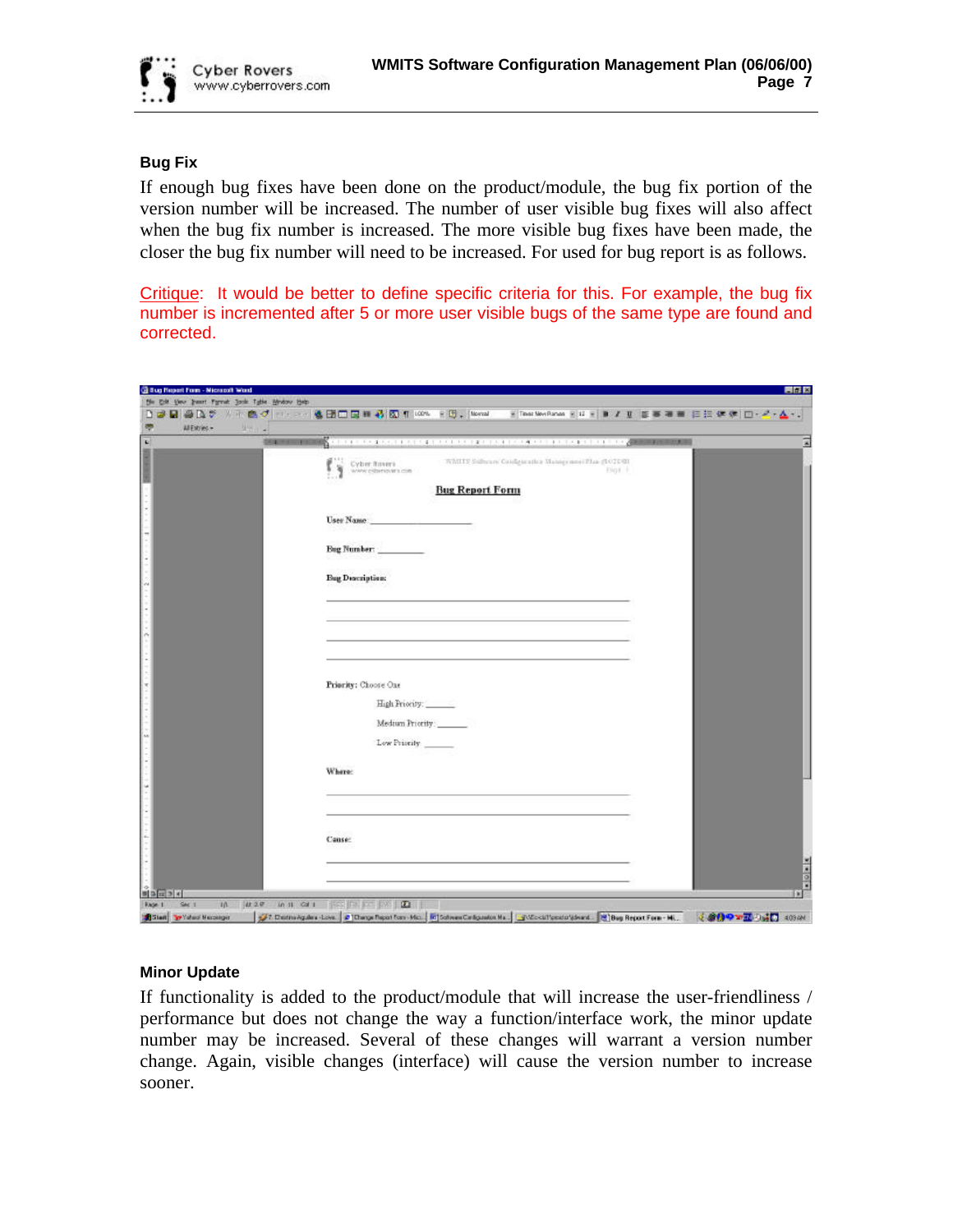### Bug Fix

If enough bug fixes have been done on the product/module, the bug fix portion of the version number will be increased. The number of user visible bug fixes will also affect when the bug fix number is increased. The more visible bug fixes have been made, the closer the bug fix number will need to be increased. For used for bug report is as follows.

Critique: It would be better to define specific criteria for this. For example, the bug fix number is incremented after 5 or more user visible bugs of the same type are found and corrected.

### Minor Update

If functionality is added to the product/module that will increase the user-friendliness / performance but does not change the way a function/interface work, the minor update number may be increased. Several of these changes will warrant a version number change. Again, visible changes (interface) will cause the version number to increase sooner.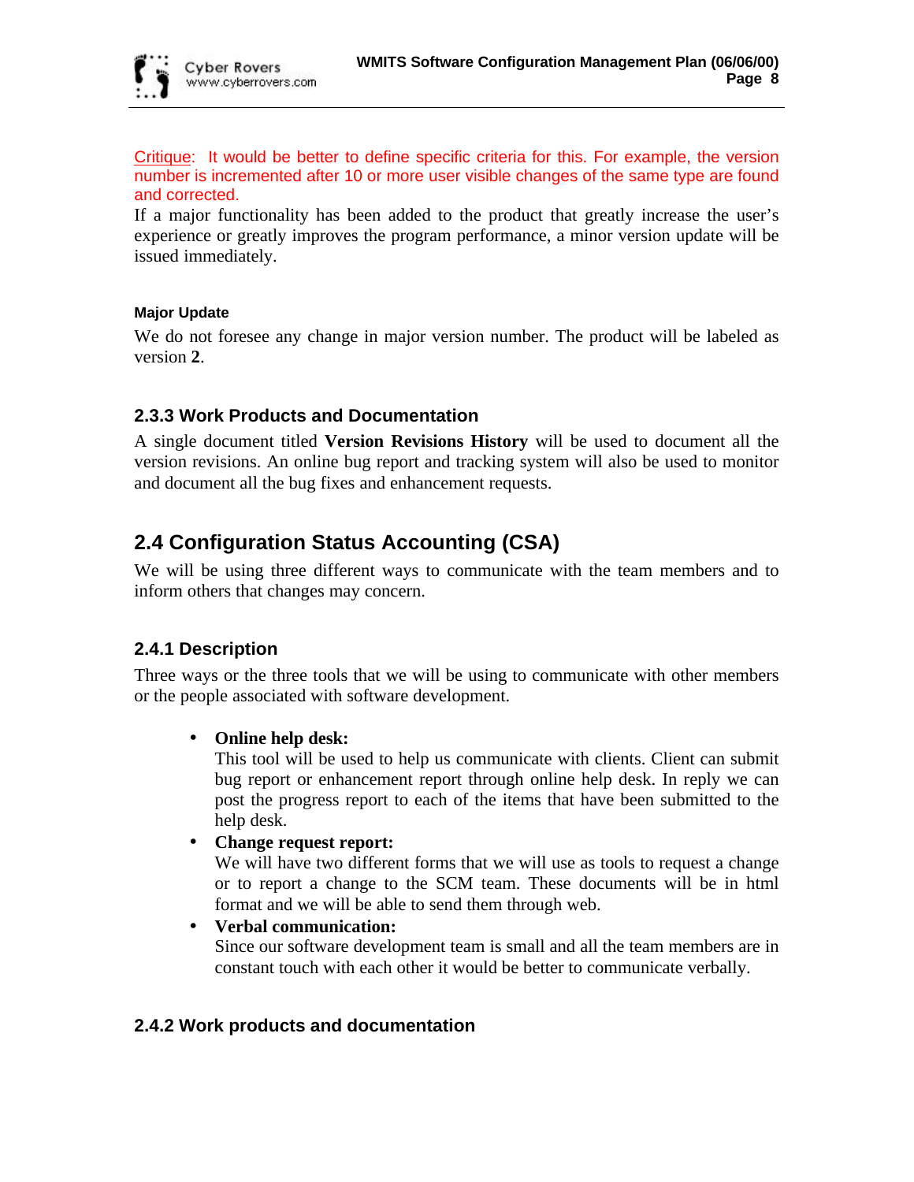Critique: It would be better to define specific criteria for this. For example, the version number is incremented after 10 or more user visible changes of the same type are found and corrected.

If a major functionality has been added to the product that greatly increase the user's experience or greatly improves the program performance, a minor version update will be issued immediately.

#### Major Update

We do not foresee any change in major version number. The product will be labeled as version **2**.

### 2.3.3 Work Products and Documentation

A single document titled **Version Revisions History** will be used to document all the version revisions. An online bug report and tracking system will also be used to monitor and document all the bug fixes and enhancement requests.

## 2.4 Configuration Status Accounting (CSA)

We will be using three different ways to communicate with the team members and to inform others that changes may concern.

### 2.4.1 Description

Three ways or the three tools that we will be using to communicate with other members or the people associated with software development.

- **Online help desk:**
  This tool will be used to help us communicate with clients. Client can submit bug report or enhancement report through online help desk. In reply we can post the progress report to each of the items that have been submitted to the help desk.
- **Change request report:**
  We will have two different forms that we will use as tools to request a change or to report a change to the SCM team. These documents will be in html format and we will be able to send them through web.
- **Verbal communication:**
  Since our software development team is small and all the team members are in constant touch with each other it would be better to communicate verbally.

### 2.4.2 Work products and documentation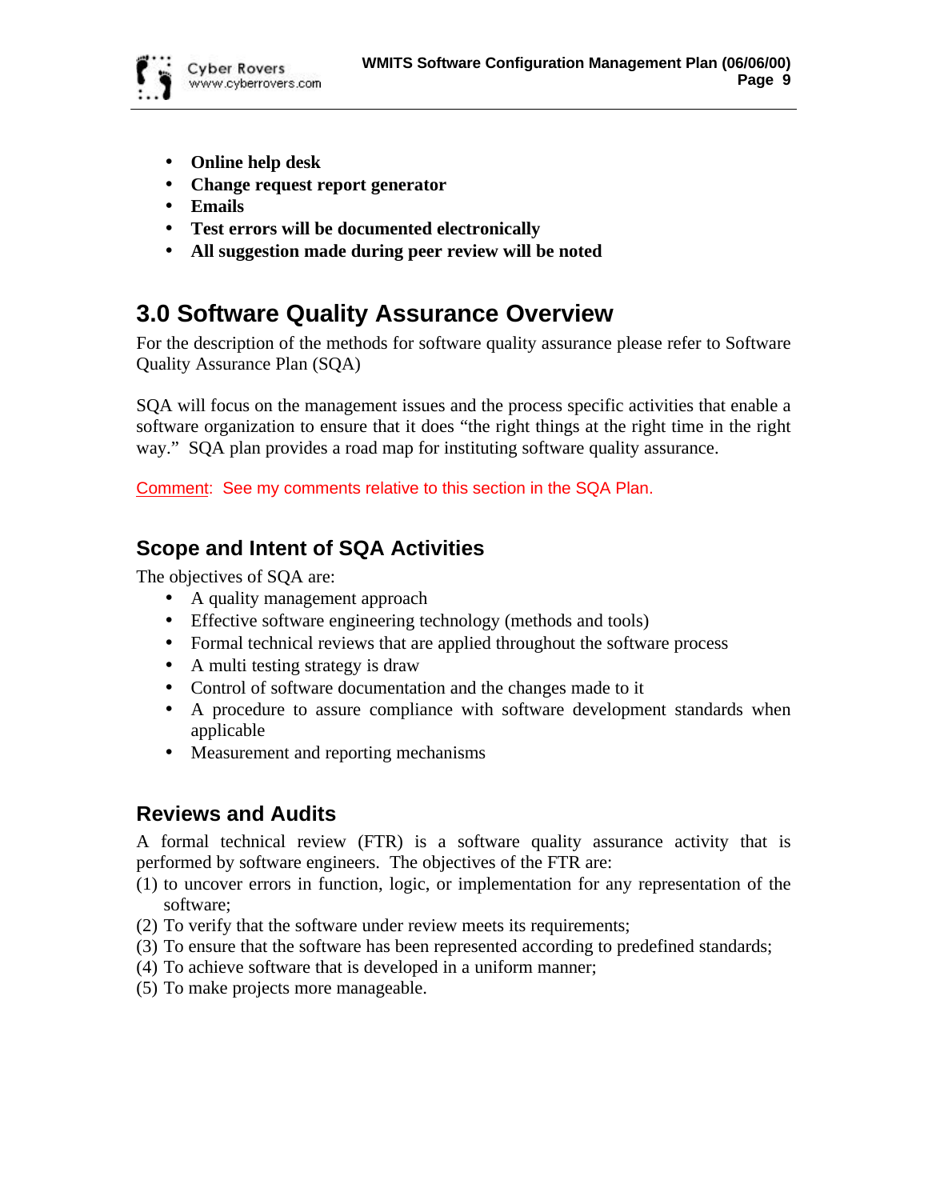- **Online help desk**
- **Change request report generator**
- **Emails**
- **Test errors will be documented electronically**
- **All suggestion made during peer review will be noted**

# 3.0 Software Quality Assurance Overview

For the description of the methods for software quality assurance please refer to Software Quality Assurance Plan (SQA)

SQA will focus on the management issues and the process specific activities that enable a software organization to ensure that it does "the right things at the right time in the right way." SQA plan provides a road map for instituting software quality assurance.

Comment: See my comments relative to this section in the SQA Plan.

## Scope and Intent of SQA Activities

The objectives of SQA are:

- A quality management approach
- Effective software engineering technology (methods and tools)
- Formal technical reviews that are applied throughout the software process
- A multi testing strategy is draw
- Control of software documentation and the changes made to it
- A procedure to assure compliance with software development standards when applicable
- Measurement and reporting mechanisms

## Reviews and Audits

A formal technical review (FTR) is a software quality assurance activity that is performed by software engineers. The objectives of the FTR are:

(1) to uncover errors in function, logic, or implementation for any representation of the software;
(2) To verify that the software under review meets its requirements;
(3) To ensure that the software has been represented according to predefined standards;
(4) To achieve software that is developed in a uniform manner;
(5) To make projects more manageable.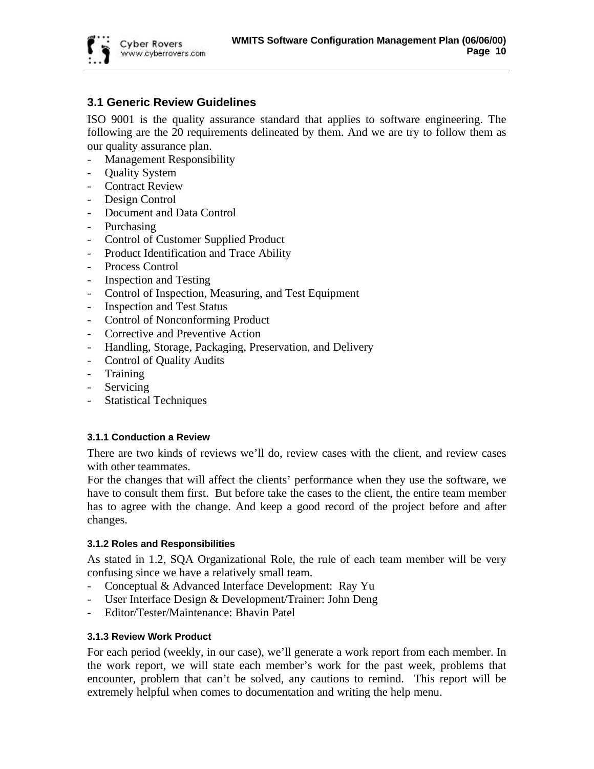## 3.1 Generic Review Guidelines

ISO 9001 is the quality assurance standard that applies to software engineering. The following are the 20 requirements delineated by them. And we are try to follow them as our quality assurance plan.

- Management Responsibility
- Quality System
- Contract Review
- Design Control
- Document and Data Control
- Purchasing
- Control of Customer Supplied Product
- Product Identification and Trace Ability
- Process Control
- Inspection and Testing
- Control of Inspection, Measuring, and Test Equipment
- Inspection and Test Status
- Control of Nonconforming Product
- Corrective and Preventive Action
- Handling, Storage, Packaging, Preservation, and Delivery
- Control of Quality Audits
- Training
- Servicing
- Statistical Techniques

### 3.1.1 Conduction a Review

There are two kinds of reviews we'll do, review cases with the client, and review cases with other teammates.

For the changes that will affect the clients' performance when they use the software, we have to consult them first. But before take the cases to the client, the entire team member has to agree with the change. And keep a good record of the project before and after changes.

### 3.1.2 Roles and Responsibilities

As stated in 1.2, SQA Organizational Role, the rule of each team member will be very confusing since we have a relatively small team.

- Conceptual & Advanced Interface Development: Ray Yu
- User Interface Design & Development/Trainer: John Deng
- Editor/Tester/Maintenance: Bhavin Patel

### 3.1.3 Review Work Product

For each period (weekly, in our case), we'll generate a work report from each member. In the work report, we will state each member's work for the past week, problems that encounter, problem that can't be solved, any cautions to remind. This report will be extremely helpful when comes to documentation and writing the help menu.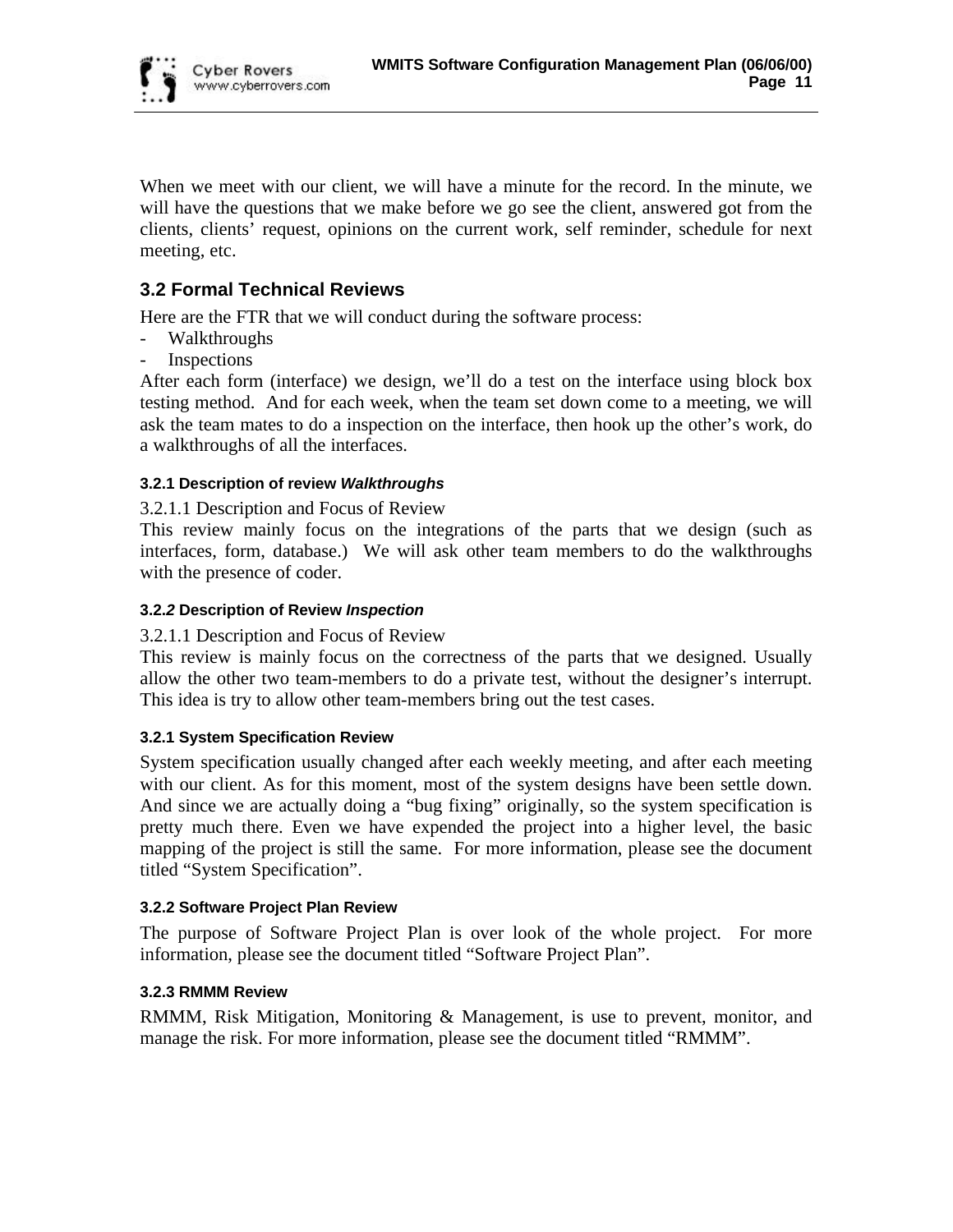When we meet with our client, we will have a minute for the record. In the minute, we will have the questions that we make before we go see the client, answered got from the clients, clients' request, opinions on the current work, self reminder, schedule for next meeting, etc.

## 3.2 Formal Technical Reviews

Here are the FTR that we will conduct during the software process:

- Walkthroughs
- Inspections

After each form (interface) we design, we'll do a test on the interface using block box testing method. And for each week, when the team set down come to a meeting, we will ask the team mates to do a inspection on the interface, then hook up the other's work, do a walkthroughs of all the interfaces.

#### 3.2.1 Description of review *Walkthroughs*

3.2.1.1 Description and Focus of Review

This review mainly focus on the integrations of the parts that we design (such as interfaces, form, database.) We will ask other team members to do the walkthroughs with the presence of coder.

#### 3.2.*2* Description of Review *Inspection*

3.2.1.1 Description and Focus of Review

This review is mainly focus on the correctness of the parts that we designed. Usually allow the other two team-members to do a private test, without the designer's interrupt. This idea is try to allow other team-members bring out the test cases.

#### 3.2.1 System Specification Review

System specification usually changed after each weekly meeting, and after each meeting with our client. As for this moment, most of the system designs have been settle down. And since we are actually doing a "bug fixing" originally, so the system specification is pretty much there. Even we have expended the project into a higher level, the basic mapping of the project is still the same. For more information, please see the document titled "System Specification".

#### 3.2.2 Software Project Plan Review

The purpose of Software Project Plan is over look of the whole project. For more information, please see the document titled "Software Project Plan".

#### 3.2.3 RMMM Review

RMMM, Risk Mitigation, Monitoring & Management, is use to prevent, monitor, and manage the risk. For more information, please see the document titled "RMMM".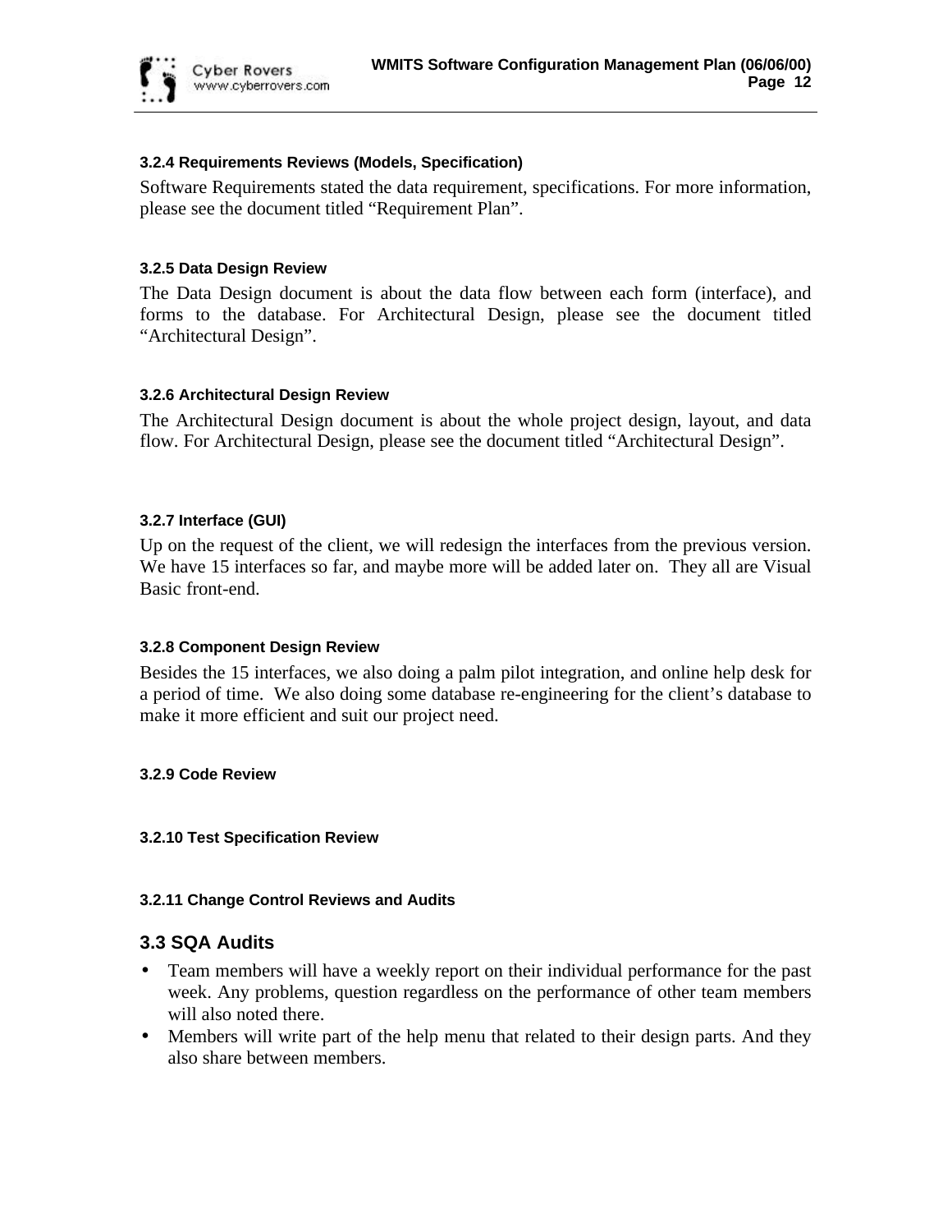#### 3.2.4 Requirements Reviews (Models, Specification)

Software Requirements stated the data requirement, specifications. For more information, please see the document titled “Requirement Plan”.

#### 3.2.5 Data Design Review

The Data Design document is about the data flow between each form (interface), and forms to the database. For Architectural Design, please see the document titled “Architectural Design”.

#### 3.2.6 Architectural Design Review

The Architectural Design document is about the whole project design, layout, and data flow. For Architectural Design, please see the document titled “Architectural Design”.

#### 3.2.7 Interface (GUI)

Up on the request of the client, we will redesign the interfaces from the previous version. We have 15 interfaces so far, and maybe more will be added later on. They all are Visual Basic front-end.

#### 3.2.8 Component Design Review

Besides the 15 interfaces, we also doing a palm pilot integration, and online help desk for a period of time. We also doing some database re-engineering for the client’s database to make it more efficient and suit our project need.

#### 3.2.9 Code Review

#### 3.2.10 Test Specification Review

#### 3.2.11 Change Control Reviews and Audits

### 3.3 SQA Audits

- Team members will have a weekly report on their individual performance for the past week. Any problems, question regardless on the performance of other team members will also noted there.
- Members will write part of the help menu that related to their design parts. And they also share between members.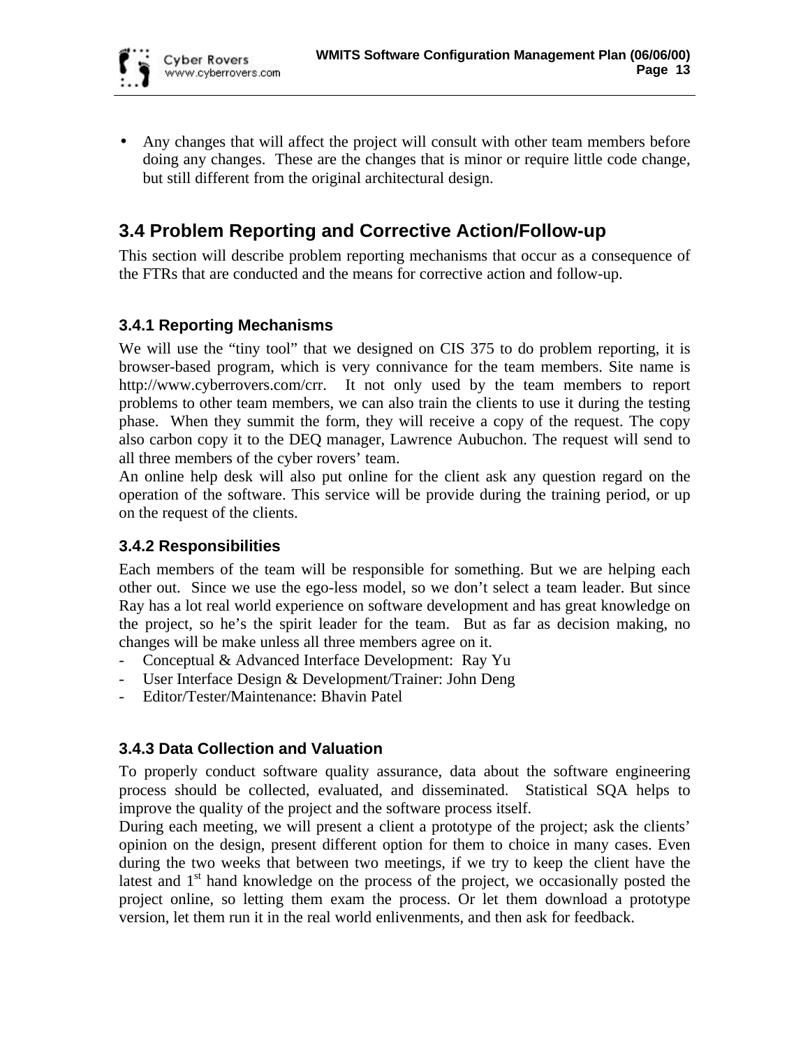- Any changes that will affect the project will consult with other team members before doing any changes. These are the changes that is minor or require little code change, but still different from the original architectural design.

## 3.4 Problem Reporting and Corrective Action/Follow-up

This section will describe problem reporting mechanisms that occur as a consequence of the FTRs that are conducted and the means for corrective action and follow-up.

### 3.4.1 Reporting Mechanisms

We will use the "tiny tool" that we designed on CIS 375 to do problem reporting, it is browser-based program, which is very connivance for the team members. Site name is http://www.cyberrovers.com/crr. It not only used by the team members to report problems to other team members, we can also train the clients to use it during the testing phase. When they summit the form, they will receive a copy of the request. The copy also carbon copy it to the DEQ manager, Lawrence Aubuchon. The request will send to all three members of the cyber rovers' team.

An online help desk will also put online for the client ask any question regard on the operation of the software. This service will be provide during the training period, or up on the request of the clients.

### 3.4.2 Responsibilities

Each members of the team will be responsible for something. But we are helping each other out. Since we use the ego-less model, so we don't select a team leader. But since Ray has a lot real world experience on software development and has great knowledge on the project, so he's the spirit leader for the team. But as far as decision making, no changes will be make unless all three members agree on it.

- Conceptual & Advanced Interface Development: Ray Yu
- User Interface Design & Development/Trainer: John Deng
- Editor/Tester/Maintenance: Bhavin Patel

### 3.4.3 Data Collection and Valuation

To properly conduct software quality assurance, data about the software engineering process should be collected, evaluated, and disseminated. Statistical SQA helps to improve the quality of the project and the software process itself.

During each meeting, we will present a client a prototype of the project; ask the clients' opinion on the design, present different option for them to choice in many cases. Even during the two weeks that between two meetings, if we try to keep the client have the latest and 1st hand knowledge on the process of the project, we occasionally posted the project online, so letting them exam the process. Or let them download a prototype version, let them run it in the real world enlivenments, and then ask for feedback.